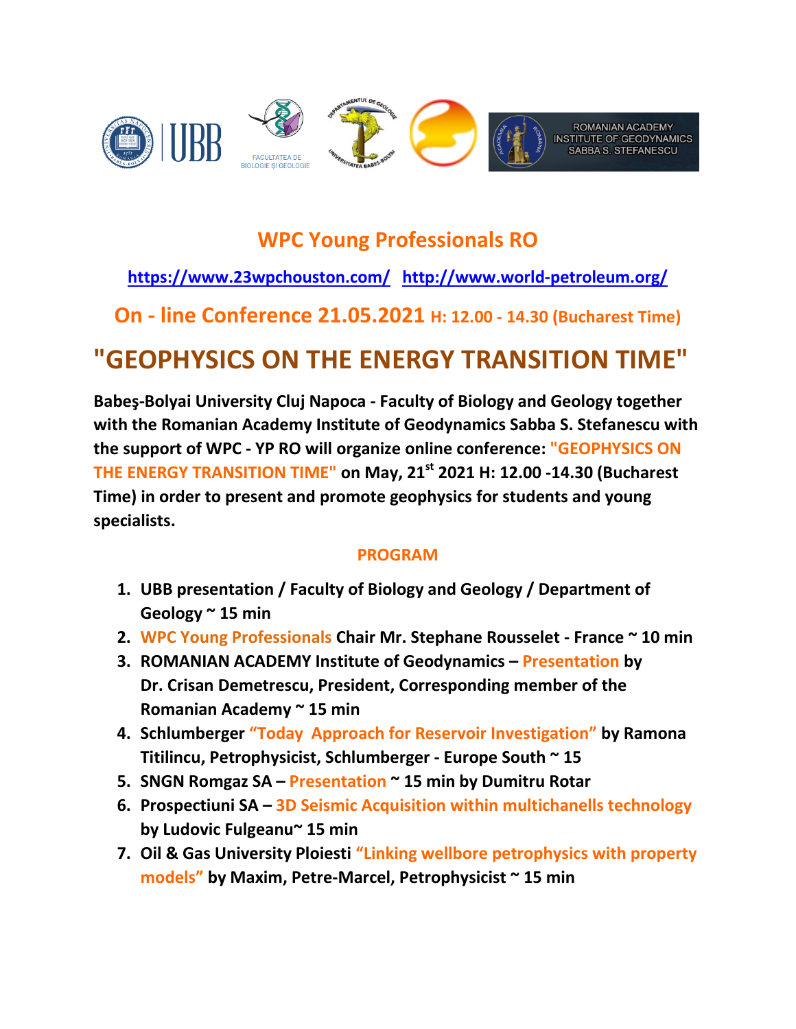ROMANIAN ACADEMY INSTITUTE OF GEODYNAMICS SABBA S. STEFANESCU

## WPC Young Professionals RO

https://www.23wpchouston.com/ http://www.world-petroleum.org/

### On - line Conference 21.05.2021 H: 12.00 - 14.30 (Bucharest Time)

# "GEOPHYSICS ON THE ENERGY TRANSITION TIME"

**Babeş-Bolyai University Cluj Napoca - Faculty of Biology and Geology together with the Romanian Academy Institute of Geodynamics Sabba S. Stefanescu with the support of WPC - YP RO will organize online conference: "GEOPHYSICS ON THE ENERGY TRANSITION TIME" on May, 21st 2021 H: 12.00 -14.30 (Bucharest Time) in order to present and promote geophysics for students and young specialists.**

### PROGRAM

1. **UBB presentation / Faculty of Biology and Geology / Department of Geology ~ 15 min**
2. **WPC Young Professionals Chair Mr. Stephane Rousselet - France ~ 10 min**
3. **ROMANIAN ACADEMY Institute of Geodynamics – Presentation by Dr. Crisan Demetrescu, President, Corresponding member of the Romanian Academy ~ 15 min**
4. **Schlumberger "Today Approach for Reservoir Investigation" by Ramona Titilincu, Petrophysicist, Schlumberger - Europe South ~ 15**
5. **SNGN Romgaz SA – Presentation ~ 15 min by Dumitru Rotar**
6. **Prospectiuni SA – 3D Seismic Acquisition within multichanells technology by Ludovic Fulgeanu~ 15 min**
7. **Oil & Gas University Ploiesti "Linking wellbore petrophysics with property models" by Maxim, Petre-Marcel, Petrophysicist ~ 15 min**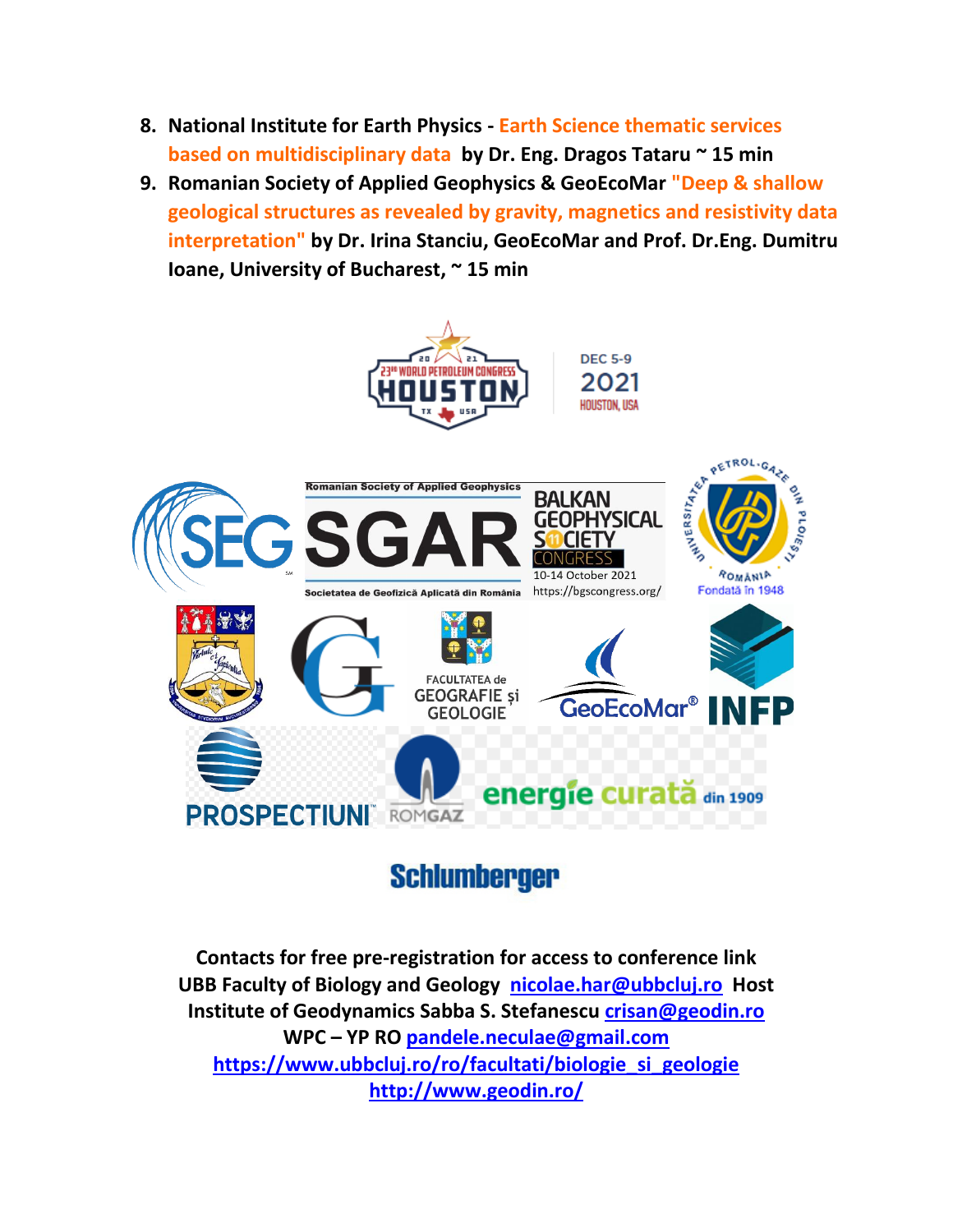8. **National Institute for Earth Physics - Earth Science thematic services based on multidisciplinary data by Dr. Eng. Dragos Tataru ~ 15 min**
9. **Romanian Society of Applied Geophysics & GeoEcoMar "Deep & shallow geological structures as revealed by gravity, magnetics and resistivity data interpretation" by Dr. Irina Stanciu, GeoEcoMar and Prof. Dr.Eng. Dumitru Ioane, University of Bucharest, ~ 15 min**

**Contacts for free pre-registration for access to conference link**

**UBB Faculty of Biology and Geology** [nicolae.har@ubbcluj.ro](mailto:nicolae.har@ubbcluj.ro) **Host**

**Institute of Geodynamics Sabba S. Stefanescu** [crisan@geodin.ro](mailto:crisan@geodin.ro)

**WPC – YP RO** [pandele.neculae@gmail.com](mailto:pandele.neculae@gmail.com)

[https://www.ubbcluj.ro/ro/facultati/biologie_si_geologie](https://www.ubbcluj.ro/ro/facultati/biologie_si_geologie)

[http://www.geodin.ro/](http://www.geodin.ro/)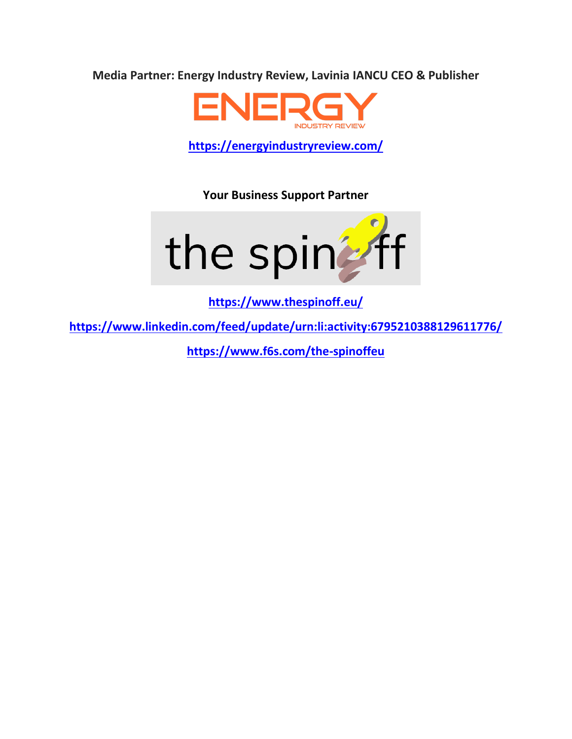**Media Partner: Energy Industry Review, Lavinia IANCU CEO & Publisher**

**https://energyindustryreview.com/**

**Your Business Support Partner**

**https://www.thespinoff.eu/**

**https://www.linkedin.com/feed/update/urn:li:activity:6795210388129611776/**

**https://www.f6s.com/the-spinoffeu**